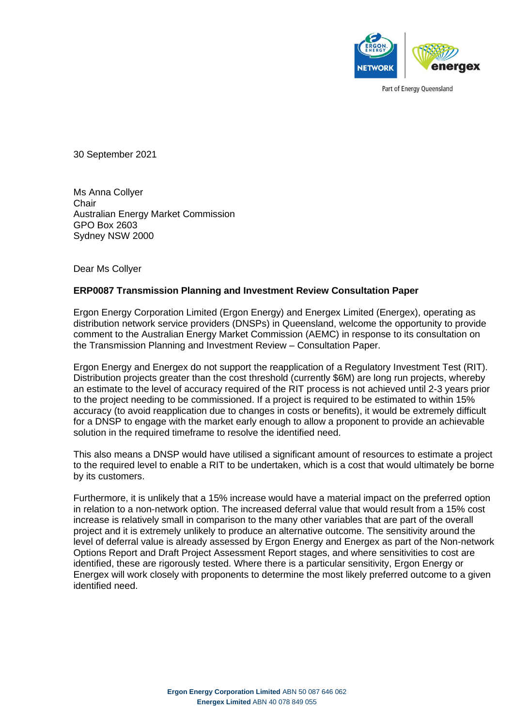30 September 2021

Ms Anna Collyer  
Chair  
Australian Energy Market Commission  
GPO Box 2603  
Sydney NSW 2000

Dear Ms Collyer

**ERP0087 Transmission Planning and Investment Review Consultation Paper**

Ergon Energy Corporation Limited (Ergon Energy) and Energex Limited (Energex), operating as distribution network service providers (DNSPs) in Queensland, welcome the opportunity to provide comment to the Australian Energy Market Commission (AEMC) in response to its consultation on the Transmission Planning and Investment Review – Consultation Paper.

Ergon Energy and Energex do not support the reapplication of a Regulatory Investment Test (RIT). Distribution projects greater than the cost threshold (currently $6M) are long run projects, whereby an estimate to the level of accuracy required of the RIT process is not achieved until 2-3 years prior to the project needing to be commissioned. If a project is required to be estimated to within 15% accuracy (to avoid reapplication due to changes in costs or benefits), it would be extremely difficult for a DNSP to engage with the market early enough to allow a proponent to provide an achievable solution in the required timeframe to resolve the identified need.

This also means a DNSP would have utilised a significant amount of resources to estimate a project to the required level to enable a RIT to be undertaken, which is a cost that would ultimately be borne by its customers.

Furthermore, it is unlikely that a 15% increase would have a material impact on the preferred option in relation to a non-network option. The increased deferral value that would result from a 15% cost increase is relatively small in comparison to the many other variables that are part of the overall project and it is extremely unlikely to produce an alternative outcome. The sensitivity around the level of deferral value is already assessed by Ergon Energy and Energex as part of the Non-network Options Report and Draft Project Assessment Report stages, and where sensitivities to cost are identified, these are rigorously tested. Where there is a particular sensitivity, Ergon Energy or Energex will work closely with proponents to determine the most likely preferred outcome to a given identified need.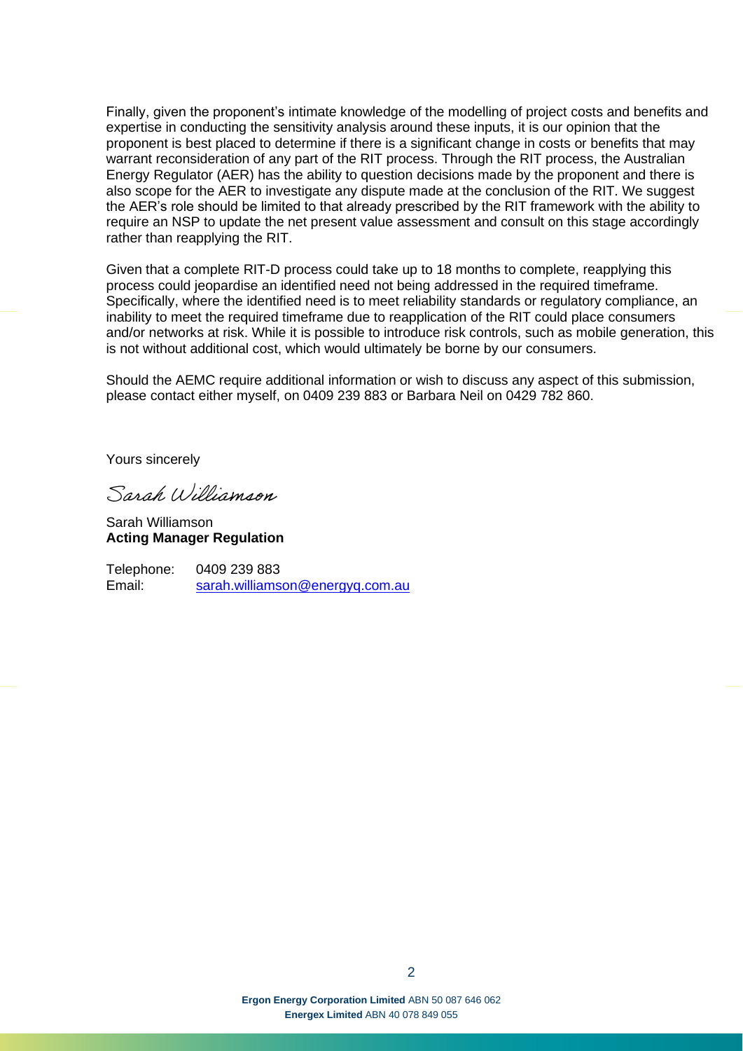Finally, given the proponent's intimate knowledge of the modelling of project costs and benefits and expertise in conducting the sensitivity analysis around these inputs, it is our opinion that the proponent is best placed to determine if there is a significant change in costs or benefits that may warrant reconsideration of any part of the RIT process. Through the RIT process, the Australian Energy Regulator (AER) has the ability to question decisions made by the proponent and there is also scope for the AER to investigate any dispute made at the conclusion of the RIT. We suggest the AER's role should be limited to that already prescribed by the RIT framework with the ability to require an NSP to update the net present value assessment and consult on this stage accordingly rather than reapplying the RIT.

Given that a complete RIT-D process could take up to 18 months to complete, reapplying this process could jeopardise an identified need not being addressed in the required timeframe. Specifically, where the identified need is to meet reliability standards or regulatory compliance, an inability to meet the required timeframe due to reapplication of the RIT could place consumers and/or networks at risk. While it is possible to introduce risk controls, such as mobile generation, this is not without additional cost, which would ultimately be borne by our consumers.

Should the AEMC require additional information or wish to discuss any aspect of this submission, please contact either myself, on 0409 239 883 or Barbara Neil on 0429 782 860.

Yours sincerely

*Sarah Williamson*

Sarah Williamson
**Acting Manager Regulation**

Telephone: 0409 239 883
Email: sarah.williamson@energyq.com.au

**Ergon Energy Corporation Limited** ABN 50 087 646 062
**Energex Limited** ABN 40 078 849 055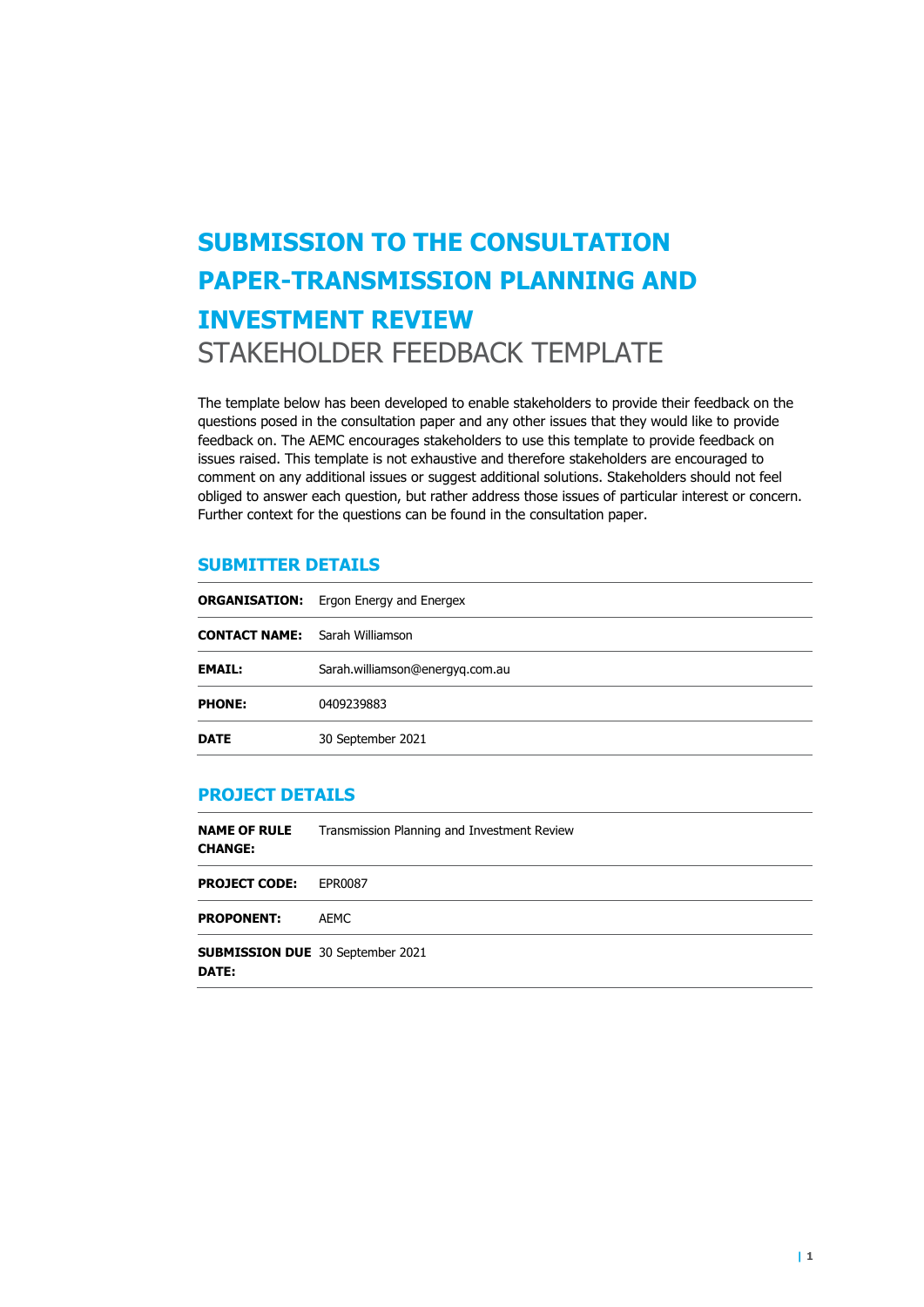# SUBMISSION TO THE CONSULTATION PAPER-TRANSMISSION PLANNING AND INVESTMENT REVIEW

STAKEHOLDER FEEDBACK TEMPLATE

The template below has been developed to enable stakeholders to provide their feedback on the questions posed in the consultation paper and any other issues that they would like to provide feedback on. The AEMC encourages stakeholders to use this template to provide feedback on issues raised. This template is not exhaustive and therefore stakeholders are encouraged to comment on any additional issues or suggest additional solutions. Stakeholders should not feel obliged to answer each question, but rather address those issues of particular interest or concern. Further context for the questions can be found in the consultation paper.

## SUBMITTER DETAILS

| | |
|---|---|
| **ORGANISATION:** | Ergon Energy and Energex |
| **CONTACT NAME:** | Sarah Williamson |
| **EMAIL:** | Sarah.williamson@energyq.com.au |
| **PHONE:** | 0409239883 |
| **DATE** | 30 September 2021 |

## PROJECT DETAILS

| | |
|---|---|
| **NAME OF RULE CHANGE:** | Transmission Planning and Investment Review |
| **PROJECT CODE:** | EPR0087 |
| **PROPONENT:** | AEMC |
| **SUBMISSION DUE DATE:** | 30 September 2021 |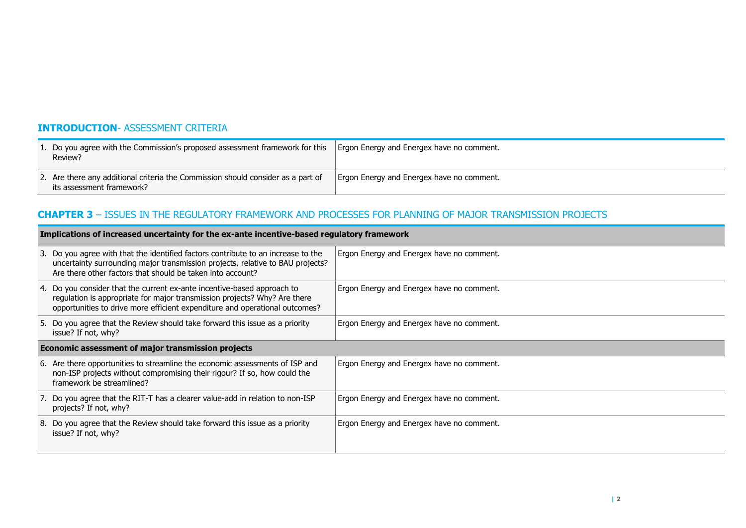## **INTRODUCTION**- ASSESSMENT CRITERIA

| | |
|---|---|
| 1. Do you agree with the Commission's proposed assessment framework for this Review? | Ergon Energy and Energex have no comment. |
| 2. Are there any additional criteria the Commission should consider as a part of its assessment framework? | Ergon Energy and Energex have no comment. |

## **CHAPTER 3** – ISSUES IN THE REGULATORY FRAMEWORK AND PROCESSES FOR PLANNING OF MAJOR TRANSMISSION PROJECTS

| | |
|---|---|
| **Implications of increased uncertainty for the ex-ante incentive-based regulatory framework** | |
| 3. Do you agree with that the identified factors contribute to an increase to the uncertainty surrounding major transmission projects, relative to BAU projects? Are there other factors that should be taken into account? | Ergon Energy and Energex have no comment. |
| 4. Do you consider that the current ex-ante incentive-based approach to regulation is appropriate for major transmission projects? Why? Are there opportunities to drive more efficient expenditure and operational outcomes? | Ergon Energy and Energex have no comment. |
| 5. Do you agree that the Review should take forward this issue as a priority issue? If not, why? | Ergon Energy and Energex have no comment. |
| **Economic assessment of major transmission projects** | |
| 6. Are there opportunities to streamline the economic assessments of ISP and non-ISP projects without compromising their rigour? If so, how could the framework be streamlined? | Ergon Energy and Energex have no comment. |
| 7. Do you agree that the RIT-T has a clearer value-add in relation to non-ISP projects? If not, why? | Ergon Energy and Energex have no comment. |
| 8. Do you agree that the Review should take forward this issue as a priority issue? If not, why? | Ergon Energy and Energex have no comment. |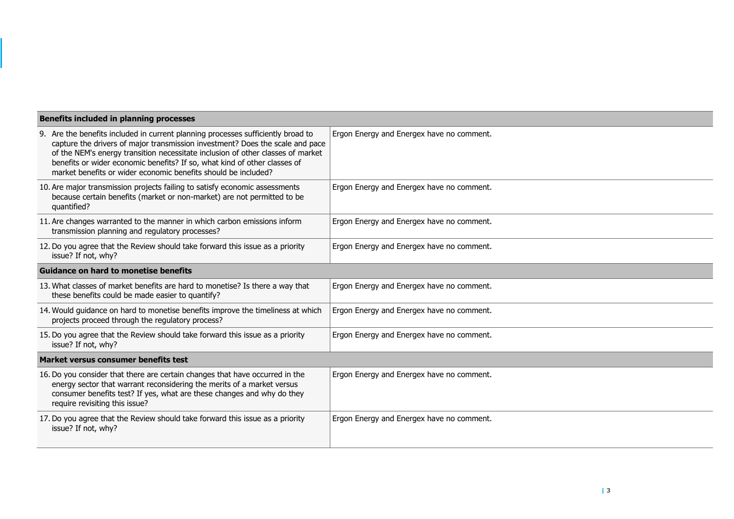| Benefits included in planning processes | |
|---|---|
| 9. Are the benefits included in current planning processes sufficiently broad to capture the drivers of major transmission investment? Does the scale and pace of the NEM's energy transition necessitate inclusion of other classes of market benefits or wider economic benefits? If so, what kind of other classes of market benefits or wider economic benefits should be included? | Ergon Energy and Energex have no comment. |
| 10. Are major transmission projects failing to satisfy economic assessments because certain benefits (market or non-market) are not permitted to be quantified? | Ergon Energy and Energex have no comment. |
| 11. Are changes warranted to the manner in which carbon emissions inform transmission planning and regulatory processes? | Ergon Energy and Energex have no comment. |
| 12. Do you agree that the Review should take forward this issue as a priority issue? If not, why? | Ergon Energy and Energex have no comment. |
| **Guidance on hard to monetise benefits** | |
| 13. What classes of market benefits are hard to monetise? Is there a way that these benefits could be made easier to quantify? | Ergon Energy and Energex have no comment. |
| 14. Would guidance on hard to monetise benefits improve the timeliness at which projects proceed through the regulatory process? | Ergon Energy and Energex have no comment. |
| 15. Do you agree that the Review should take forward this issue as a priority issue? If not, why? | Ergon Energy and Energex have no comment. |
| **Market versus consumer benefits test** | |
| 16. Do you consider that there are certain changes that have occurred in the energy sector that warrant reconsidering the merits of a market versus consumer benefits test? If yes, what are these changes and why do they require revisiting this issue? | Ergon Energy and Energex have no comment. |
| 17. Do you agree that the Review should take forward this issue as a priority issue? If not, why? | Ergon Energy and Energex have no comment. |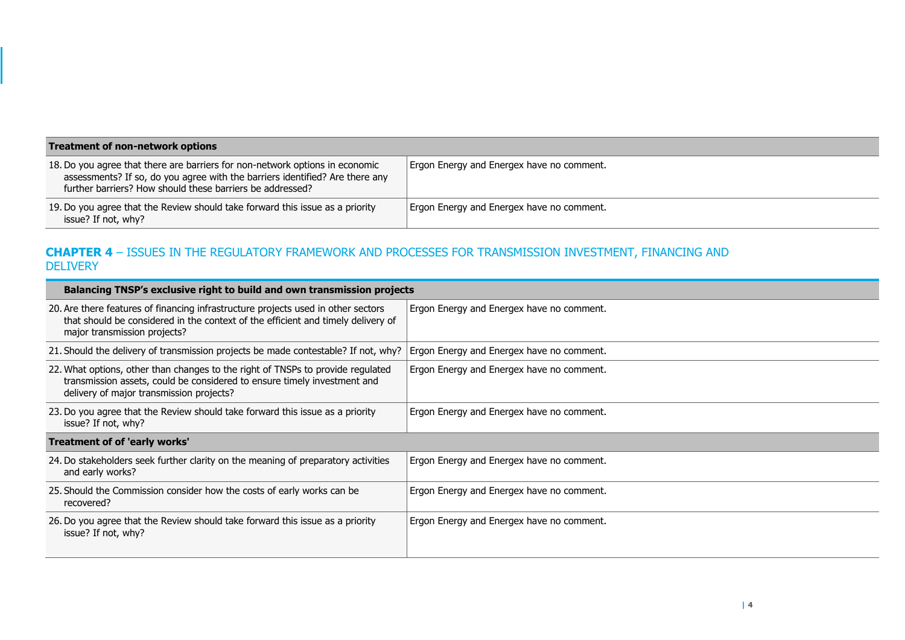| Treatment of non-network options | |
|---|---|
| 18. Do you agree that there are barriers for non-network options in economic assessments? If so, do you agree with the barriers identified? Are there any further barriers? How should these barriers be addressed? | Ergon Energy and Energex have no comment. |
| 19. Do you agree that the Review should take forward this issue as a priority issue? If not, why? | Ergon Energy and Energex have no comment. |

## **CHAPTER 4** – ISSUES IN THE REGULATORY FRAMEWORK AND PROCESSES FOR TRANSMISSION INVESTMENT, FINANCING AND DELIVERY

| Balancing TNSP's exclusive right to build and own transmission projects | |
|---|---|
| 20. Are there features of financing infrastructure projects used in other sectors that should be considered in the context of the efficient and timely delivery of major transmission projects? | Ergon Energy and Energex have no comment. |
| 21. Should the delivery of transmission projects be made contestable? If not, why? | Ergon Energy and Energex have no comment. |
| 22. What options, other than changes to the right of TNSPs to provide regulated transmission assets, could be considered to ensure timely investment and delivery of major transmission projects? | Ergon Energy and Energex have no comment. |
| 23. Do you agree that the Review should take forward this issue as a priority issue? If not, why? | Ergon Energy and Energex have no comment. |
| **Treatment of of 'early works'** | |
| 24. Do stakeholders seek further clarity on the meaning of preparatory activities and early works? | Ergon Energy and Energex have no comment. |
| 25. Should the Commission consider how the costs of early works can be recovered? | Ergon Energy and Energex have no comment. |
| 26. Do you agree that the Review should take forward this issue as a priority issue? If not, why? | Ergon Energy and Energex have no comment. |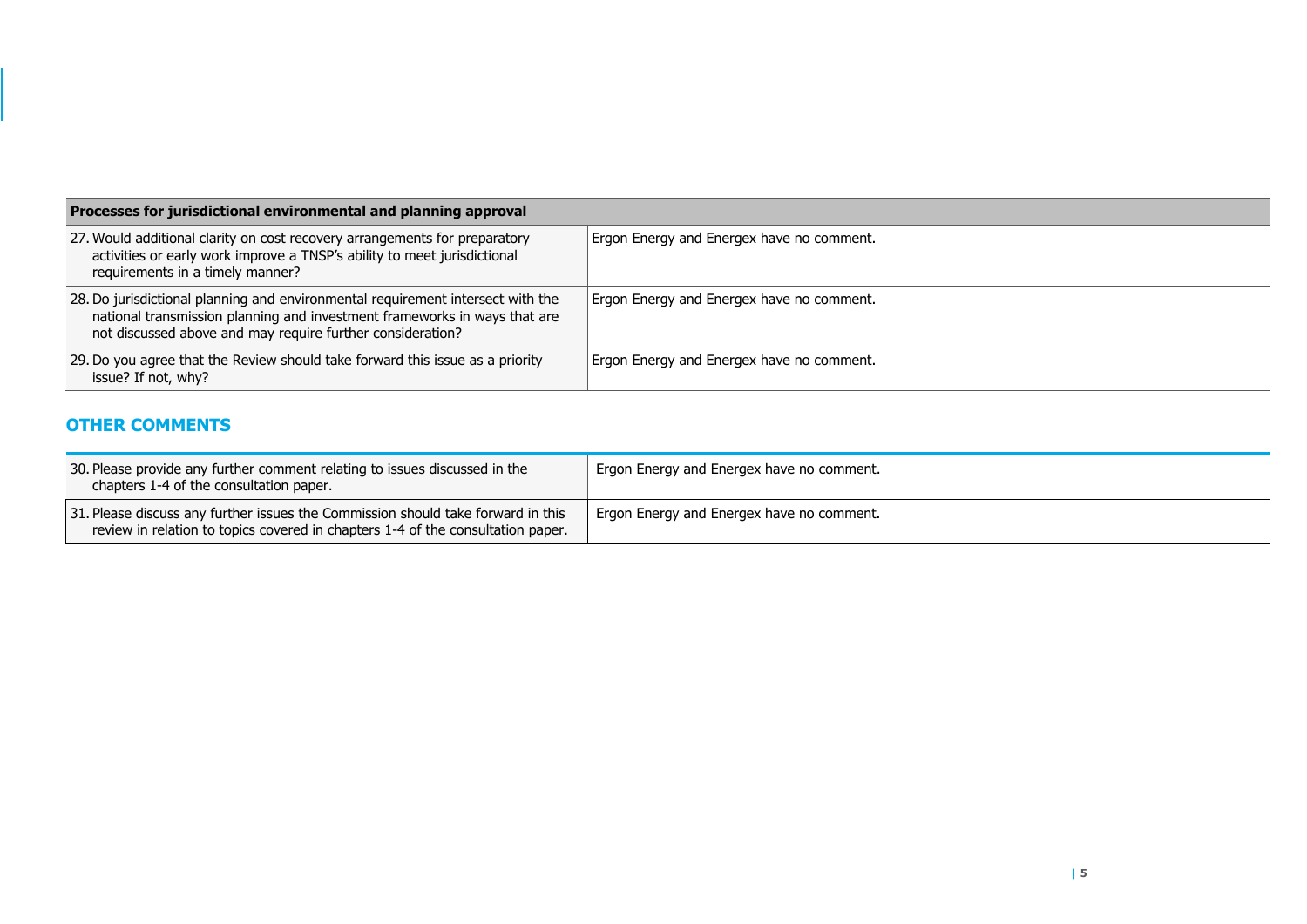| Processes for jurisdictional environmental and planning approval | |
|---|---|
| 27. Would additional clarity on cost recovery arrangements for preparatory activities or early work improve a TNSP's ability to meet jurisdictional requirements in a timely manner? | Ergon Energy and Energex have no comment. |
| 28. Do jurisdictional planning and environmental requirement intersect with the national transmission planning and investment frameworks in ways that are not discussed above and may require further consideration? | Ergon Energy and Energex have no comment. |
| 29. Do you agree that the Review should take forward this issue as a priority issue? If not, why? | Ergon Energy and Energex have no comment. |

## OTHER COMMENTS

| | |
|---|---|
| 30. Please provide any further comment relating to issues discussed in the chapters 1-4 of the consultation paper. | Ergon Energy and Energex have no comment. |
| 31. Please discuss any further issues the Commission should take forward in this review in relation to topics covered in chapters 1-4 of the consultation paper. | Ergon Energy and Energex have no comment. |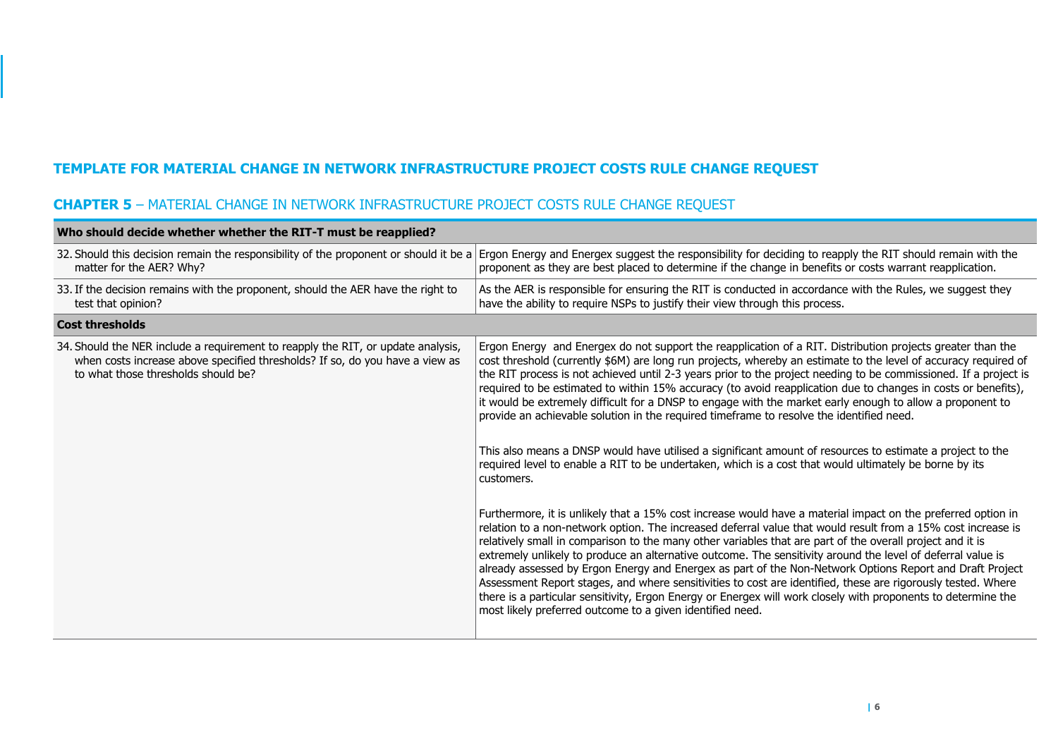## TEMPLATE FOR MATERIAL CHANGE IN NETWORK INFRASTRUCTURE PROJECT COSTS RULE CHANGE REQUEST

### **CHAPTER 5** – MATERIAL CHANGE IN NETWORK INFRASTRUCTURE PROJECT COSTS RULE CHANGE REQUEST

| **Who should decide whether whether the RIT-T must be reapplied?** | |
|---|---|
| 32. Should this decision remain the responsibility of the proponent or should it be a matter for the AER? Why? | Ergon Energy and Energex suggest the responsibility for deciding to reapply the RIT should remain with the proponent as they are best placed to determine if the change in benefits or costs warrant reapplication. |
| 33. If the decision remains with the proponent, should the AER have the right to test that opinion? | As the AER is responsible for ensuring the RIT is conducted in accordance with the Rules, we suggest they have the ability to require NSPs to justify their view through this process. |
| **Cost thresholds** | |
| 34. Should the NER include a requirement to reapply the RIT, or update analysis, when costs increase above specified thresholds? If so, do you have a view as to what those thresholds should be? | Ergon Energy and Energex do not support the reapplication of a RIT. Distribution projects greater than the cost threshold (currently $6M) are long run projects, whereby an estimate to the level of accuracy required of the RIT process is not achieved until 2-3 years prior to the project needing to be commissioned. If a project is required to be estimated to within 15% accuracy (to avoid reapplication due to changes in costs or benefits), it would be extremely difficult for a DNSP to engage with the market early enough to allow a proponent to provide an achievable solution in the required timeframe to resolve the identified need.<br><br>This also means a DNSP would have utilised a significant amount of resources to estimate a project to the required level to enable a RIT to be undertaken, which is a cost that would ultimately be borne by its customers.<br><br>Furthermore, it is unlikely that a 15% cost increase would have a material impact on the preferred option in relation to a non-network option. The increased deferral value that would result from a 15% cost increase is relatively small in comparison to the many other variables that are part of the overall project and it is extremely unlikely to produce an alternative outcome. The sensitivity around the level of deferral value is already assessed by Ergon Energy and Energex as part of the Non-Network Options Report and Draft Project Assessment Report stages, and where sensitivities to cost are identified, these are rigorously tested. Where there is a particular sensitivity, Ergon Energy or Energex will work closely with proponents to determine the most likely preferred outcome to a given identified need. |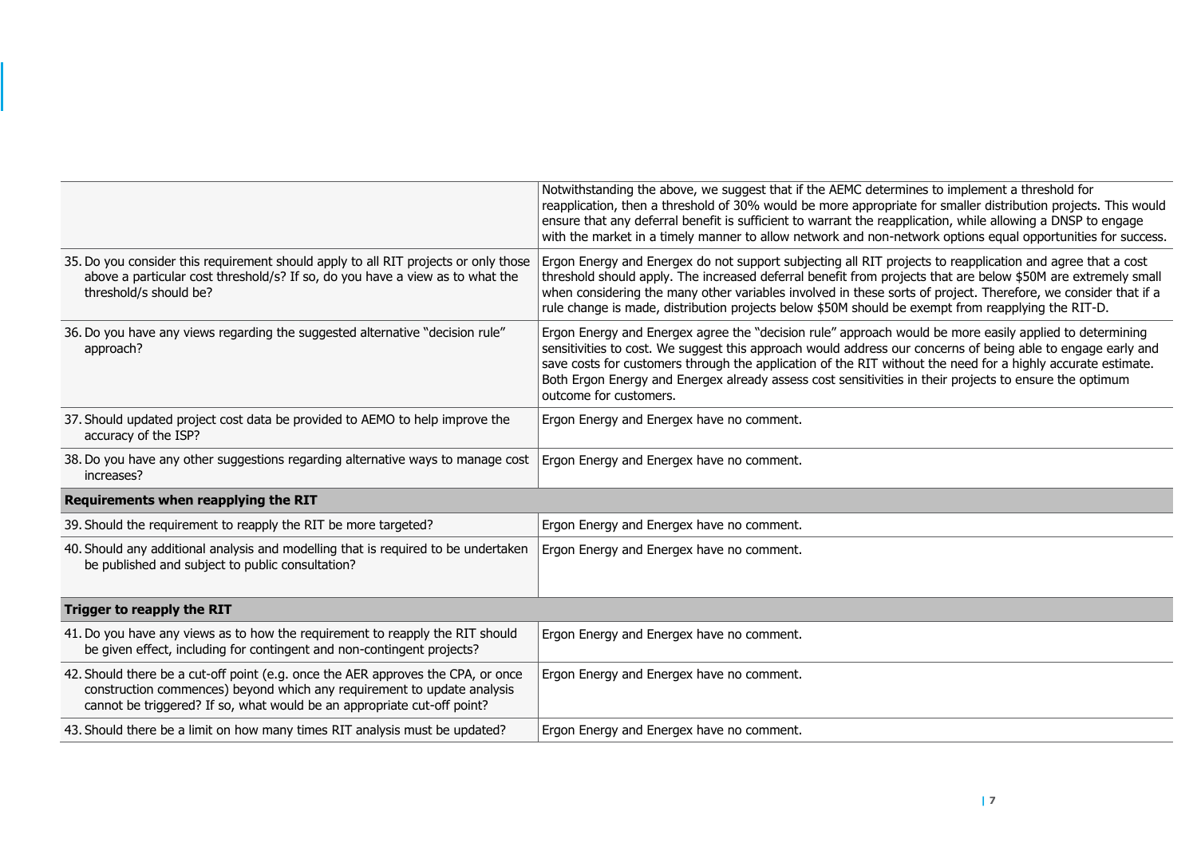| | |
|---|---|
| | Notwithstanding the above, we suggest that if the AEMC determines to implement a threshold for reapplication, then a threshold of 30% would be more appropriate for smaller distribution projects. This would ensure that any deferral benefit is sufficient to warrant the reapplication, while allowing a DNSP to engage with the market in a timely manner to allow network and non-network options equal opportunities for success. |
| 35. Do you consider this requirement should apply to all RIT projects or only those above a particular cost threshold/s? If so, do you have a view as to what the threshold/s should be? | Ergon Energy and Energex do not support subjecting all RIT projects to reapplication and agree that a cost threshold should apply. The increased deferral benefit from projects that are below $50M are extremely small when considering the many other variables involved in these sorts of project. Therefore, we consider that if a rule change is made, distribution projects below $50M should be exempt from reapplying the RIT-D. |
| 36. Do you have any views regarding the suggested alternative "decision rule" approach? | Ergon Energy and Energex agree the "decision rule" approach would be more easily applied to determining sensitivities to cost. We suggest this approach would address our concerns of being able to engage early and save costs for customers through the application of the RIT without the need for a highly accurate estimate. Both Ergon Energy and Energex already assess cost sensitivities in their projects to ensure the optimum outcome for customers. |
| 37. Should updated project cost data be provided to AEMO to help improve the accuracy of the ISP? | Ergon Energy and Energex have no comment. |
| 38. Do you have any other suggestions regarding alternative ways to manage cost increases? | Ergon Energy and Energex have no comment. |
| **Requirements when reapplying the RIT** | |
| 39. Should the requirement to reapply the RIT be more targeted? | Ergon Energy and Energex have no comment. |
| 40. Should any additional analysis and modelling that is required to be undertaken be published and subject to public consultation? | Ergon Energy and Energex have no comment. |
| **Trigger to reapply the RIT** | |
| 41. Do you have any views as to how the requirement to reapply the RIT should be given effect, including for contingent and non-contingent projects? | Ergon Energy and Energex have no comment. |
| 42. Should there be a cut-off point (e.g. once the AER approves the CPA, or once construction commences) beyond which any requirement to update analysis cannot be triggered? If so, what would be an appropriate cut-off point? | Ergon Energy and Energex have no comment. |
| 43. Should there be a limit on how many times RIT analysis must be updated? | Ergon Energy and Energex have no comment. |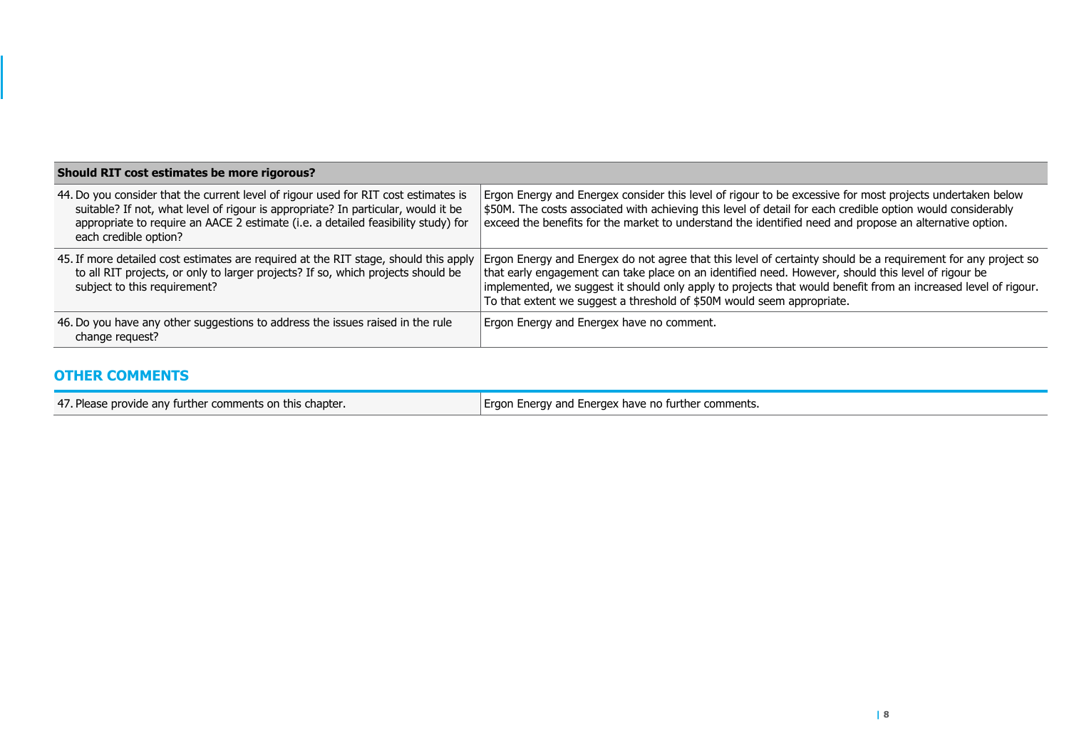| Should RIT cost estimates be more rigorous? | |
|---|---|
| 44. Do you consider that the current level of rigour used for RIT cost estimates is suitable? If not, what level of rigour is appropriate? In particular, would it be appropriate to require an AACE 2 estimate (i.e. a detailed feasibility study) for each credible option? | Ergon Energy and Energex consider this level of rigour to be excessive for most projects undertaken below $50M. The costs associated with achieving this level of detail for each credible option would considerably exceed the benefits for the market to understand the identified need and propose an alternative option. |
| 45. If more detailed cost estimates are required at the RIT stage, should this apply to all RIT projects, or only to larger projects? If so, which projects should be subject to this requirement? | Ergon Energy and Energex do not agree that this level of certainty should be a requirement for any project so that early engagement can take place on an identified need. However, should this level of rigour be implemented, we suggest it should only apply to projects that would benefit from an increased level of rigour. To that extent we suggest a threshold of $50M would seem appropriate. |
| 46. Do you have any other suggestions to address the issues raised in the rule change request? | Ergon Energy and Energex have no comment. |

## OTHER COMMENTS

| | |
|---|---|
| 47. Please provide any further comments on this chapter. | Ergon Energy and Energex have no further comments. |